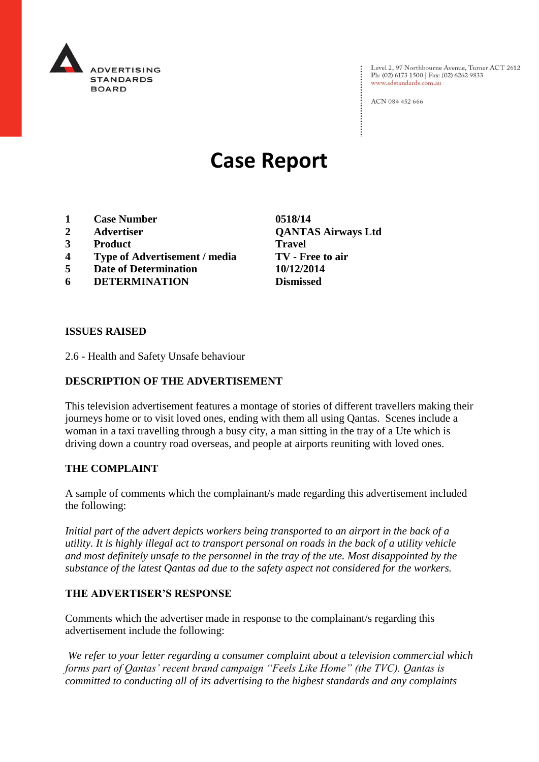ADVERTISING STANDARDS BOARD

Level 2, 97 Northbourne Avenue, Turner ACT 2612
Ph: (02) 6173 1500 | Fax: (02) 6262 9833
www.adstandards.com.au

ACN 084 452 666

# Case Report

| | | |
|---|---|---|
| **1** | **Case Number** | **0518/14** |
| **2** | **Advertiser** | **QANTAS Airways Ltd** |
| **3** | **Product** | **Travel** |
| **4** | **Type of Advertisement / media** | **TV - Free to air** |
| **5** | **Date of Determination** | **10/12/2014** |
| **6** | **DETERMINATION** | **Dismissed** |

## ISSUES RAISED

2.6 - Health and Safety Unsafe behaviour

## DESCRIPTION OF THE ADVERTISEMENT

This television advertisement features a montage of stories of different travellers making their journeys home or to visit loved ones, ending with them all using Qantas. Scenes include a woman in a taxi travelling through a busy city, a man sitting in the tray of a Ute which is driving down a country road overseas, and people at airports reuniting with loved ones.

## THE COMPLAINT

A sample of comments which the complainant/s made regarding this advertisement included the following:

*Initial part of the advert depicts workers being transported to an airport in the back of a utility. It is highly illegal act to transport personal on roads in the back of a utility vehicle and most definitely unsafe to the personnel in the tray of the ute. Most disappointed by the substance of the latest Qantas ad due to the safety aspect not considered for the workers.*

## THE ADVERTISER'S RESPONSE

Comments which the advertiser made in response to the complainant/s regarding this advertisement include the following:

*We refer to your letter regarding a consumer complaint about a television commercial which forms part of Qantas' recent brand campaign "Feels Like Home" (the TVC). Qantas is committed to conducting all of its advertising to the highest standards and any complaints*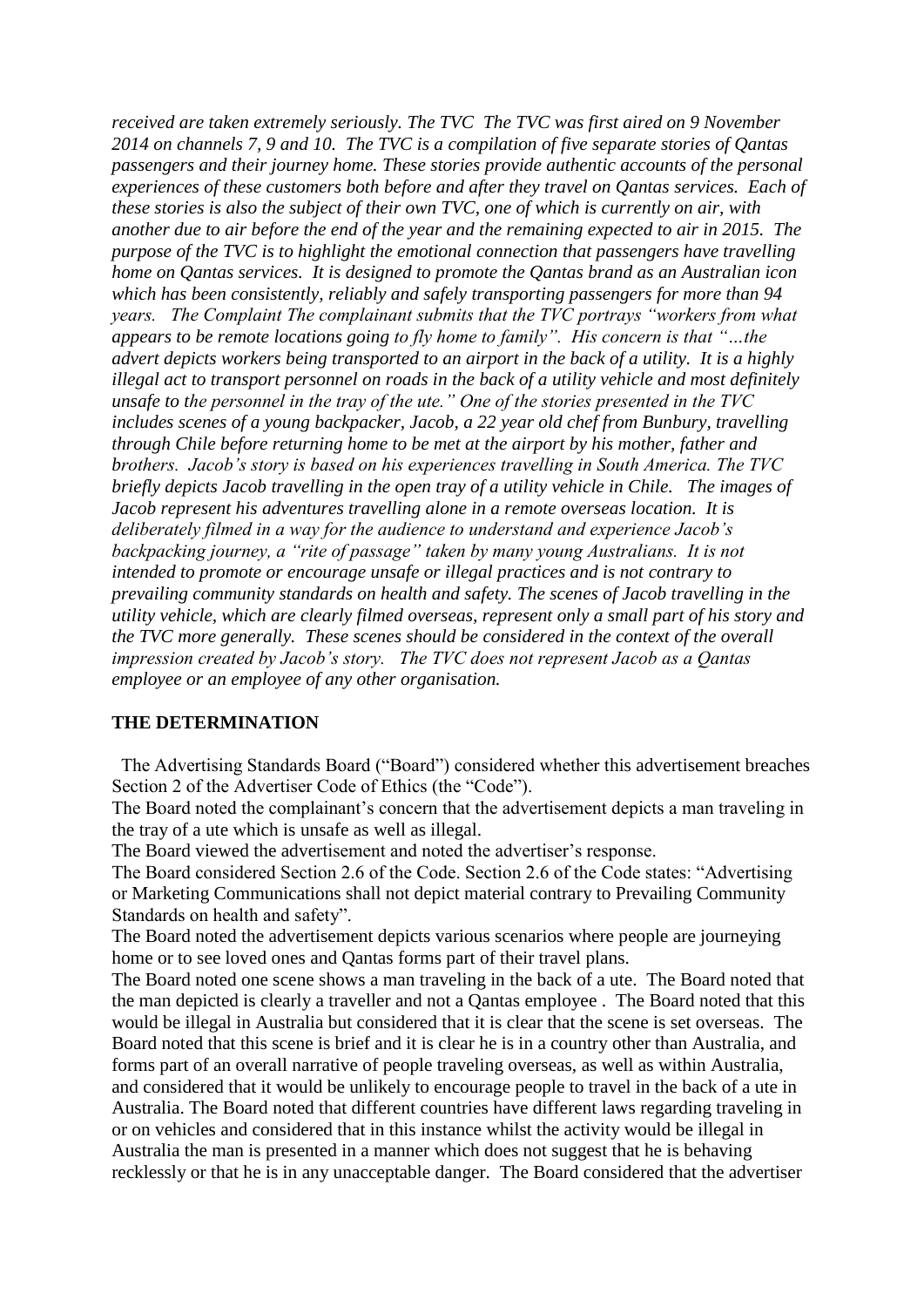*received are taken extremely seriously. The TVC The TVC was first aired on 9 November 2014 on channels 7, 9 and 10. The TVC is a compilation of five separate stories of Qantas passengers and their journey home. These stories provide authentic accounts of the personal experiences of these customers both before and after they travel on Qantas services. Each of these stories is also the subject of their own TVC, one of which is currently on air, with another due to air before the end of the year and the remaining expected to air in 2015. The purpose of the TVC is to highlight the emotional connection that passengers have travelling home on Qantas services. It is designed to promote the Qantas brand as an Australian icon which has been consistently, reliably and safely transporting passengers for more than 94 years. The Complaint The complainant submits that the TVC portrays "workers from what appears to be remote locations going to fly home to family". His concern is that "…the advert depicts workers being transported to an airport in the back of a utility. It is a highly illegal act to transport personnel on roads in the back of a utility vehicle and most definitely unsafe to the personnel in the tray of the ute." One of the stories presented in the TVC includes scenes of a young backpacker, Jacob, a 22 year old chef from Bunbury, travelling through Chile before returning home to be met at the airport by his mother, father and brothers. Jacob's story is based on his experiences travelling in South America. The TVC briefly depicts Jacob travelling in the open tray of a utility vehicle in Chile. The images of Jacob represent his adventures travelling alone in a remote overseas location. It is deliberately filmed in a way for the audience to understand and experience Jacob's backpacking journey, a "rite of passage" taken by many young Australians. It is not intended to promote or encourage unsafe or illegal practices and is not contrary to prevailing community standards on health and safety. The scenes of Jacob travelling in the utility vehicle, which are clearly filmed overseas, represent only a small part of his story and the TVC more generally. These scenes should be considered in the context of the overall impression created by Jacob's story. The TVC does not represent Jacob as a Qantas employee or an employee of any other organisation.*

**THE DETERMINATION**

The Advertising Standards Board ("Board") considered whether this advertisement breaches Section 2 of the Advertiser Code of Ethics (the "Code").

The Board noted the complainant's concern that the advertisement depicts a man traveling in the tray of a ute which is unsafe as well as illegal.

The Board viewed the advertisement and noted the advertiser's response.

The Board considered Section 2.6 of the Code. Section 2.6 of the Code states: "Advertising or Marketing Communications shall not depict material contrary to Prevailing Community Standards on health and safety".

The Board noted the advertisement depicts various scenarios where people are journeying home or to see loved ones and Qantas forms part of their travel plans.

The Board noted one scene shows a man traveling in the back of a ute. The Board noted that the man depicted is clearly a traveller and not a Qantas employee . The Board noted that this would be illegal in Australia but considered that it is clear that the scene is set overseas. The Board noted that this scene is brief and it is clear he is in a country other than Australia, and forms part of an overall narrative of people traveling overseas, as well as within Australia, and considered that it would be unlikely to encourage people to travel in the back of a ute in Australia. The Board noted that different countries have different laws regarding traveling in or on vehicles and considered that in this instance whilst the activity would be illegal in Australia the man is presented in a manner which does not suggest that he is behaving recklessly or that he is in any unacceptable danger. The Board considered that the advertiser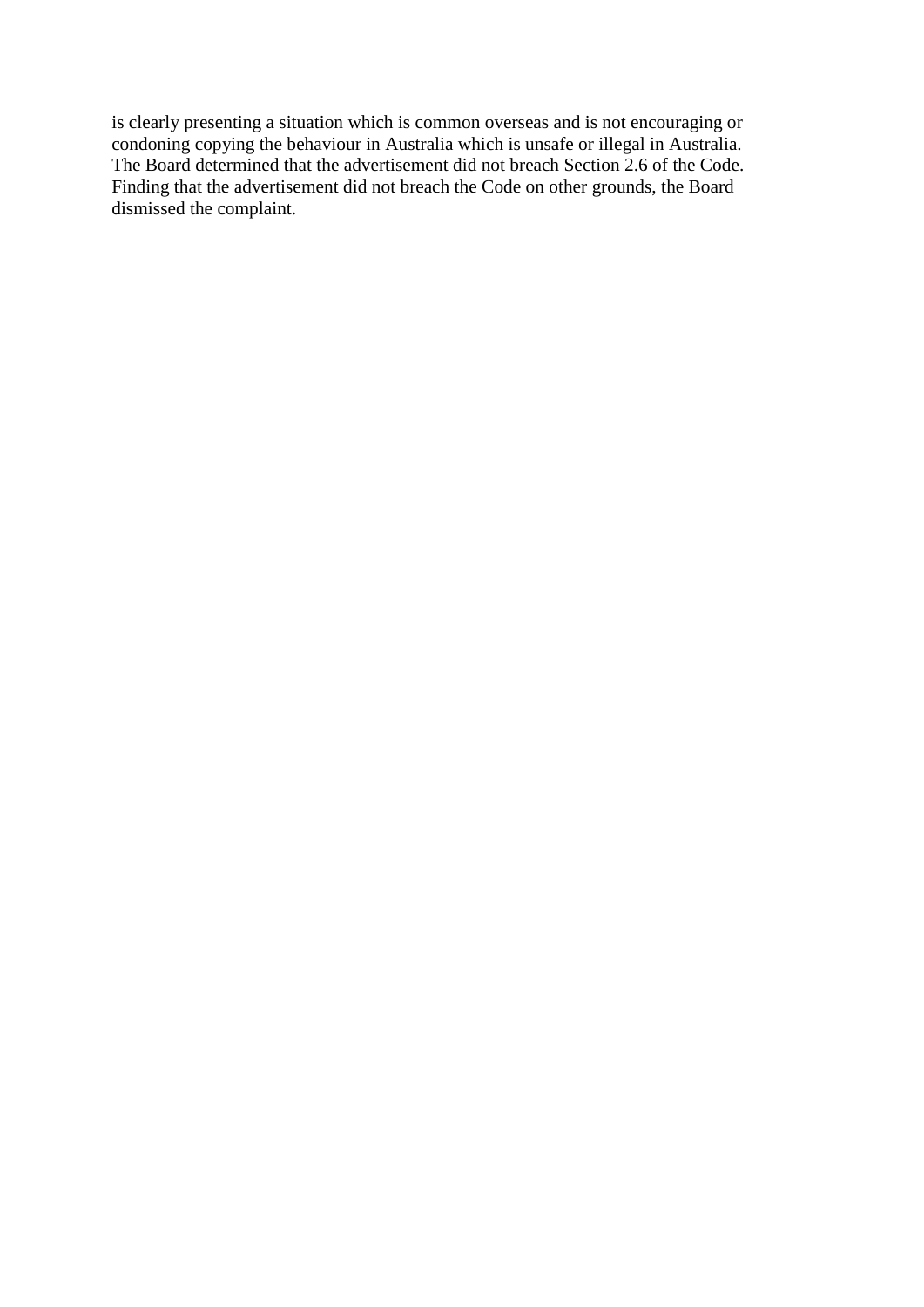is clearly presenting a situation which is common overseas and is not encouraging or condoning copying the behaviour in Australia which is unsafe or illegal in Australia. The Board determined that the advertisement did not breach Section 2.6 of the Code. Finding that the advertisement did not breach the Code on other grounds, the Board dismissed the complaint.